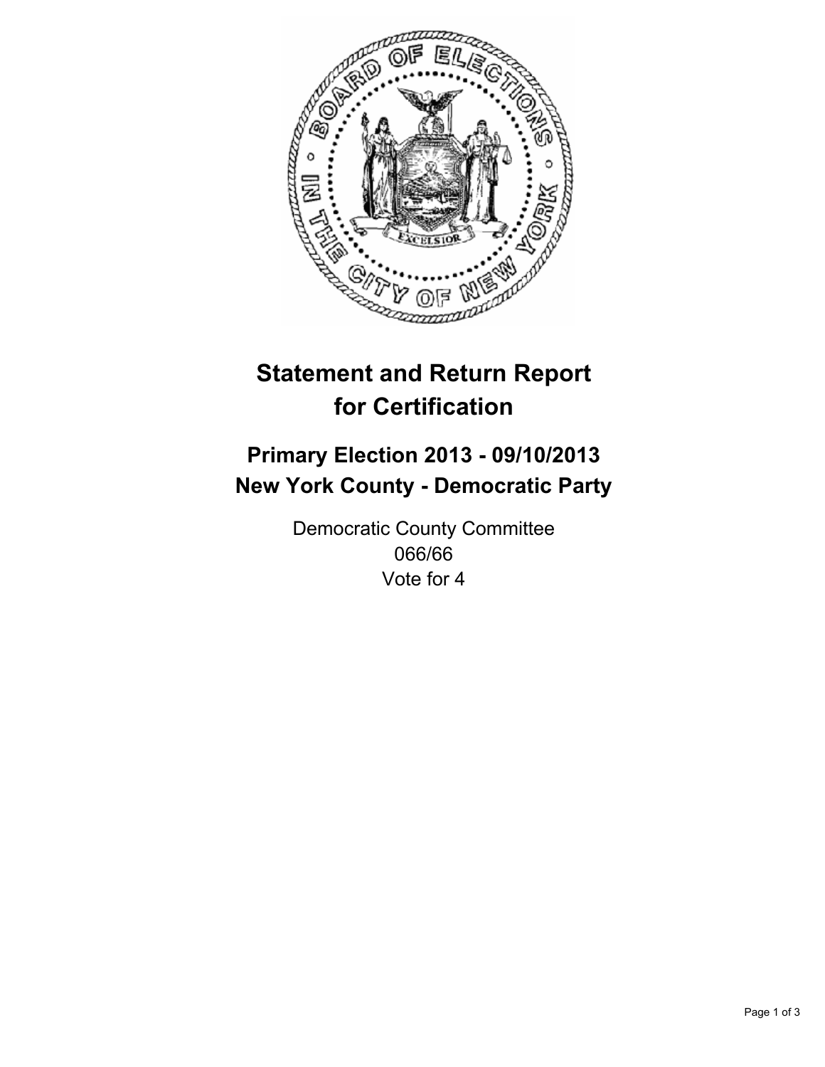# Statement and Return Report for Certification

## Primary Election 2013 - 09/10/2013
## New York County - Democratic Party

Democratic County Committee
066/66
Vote for 4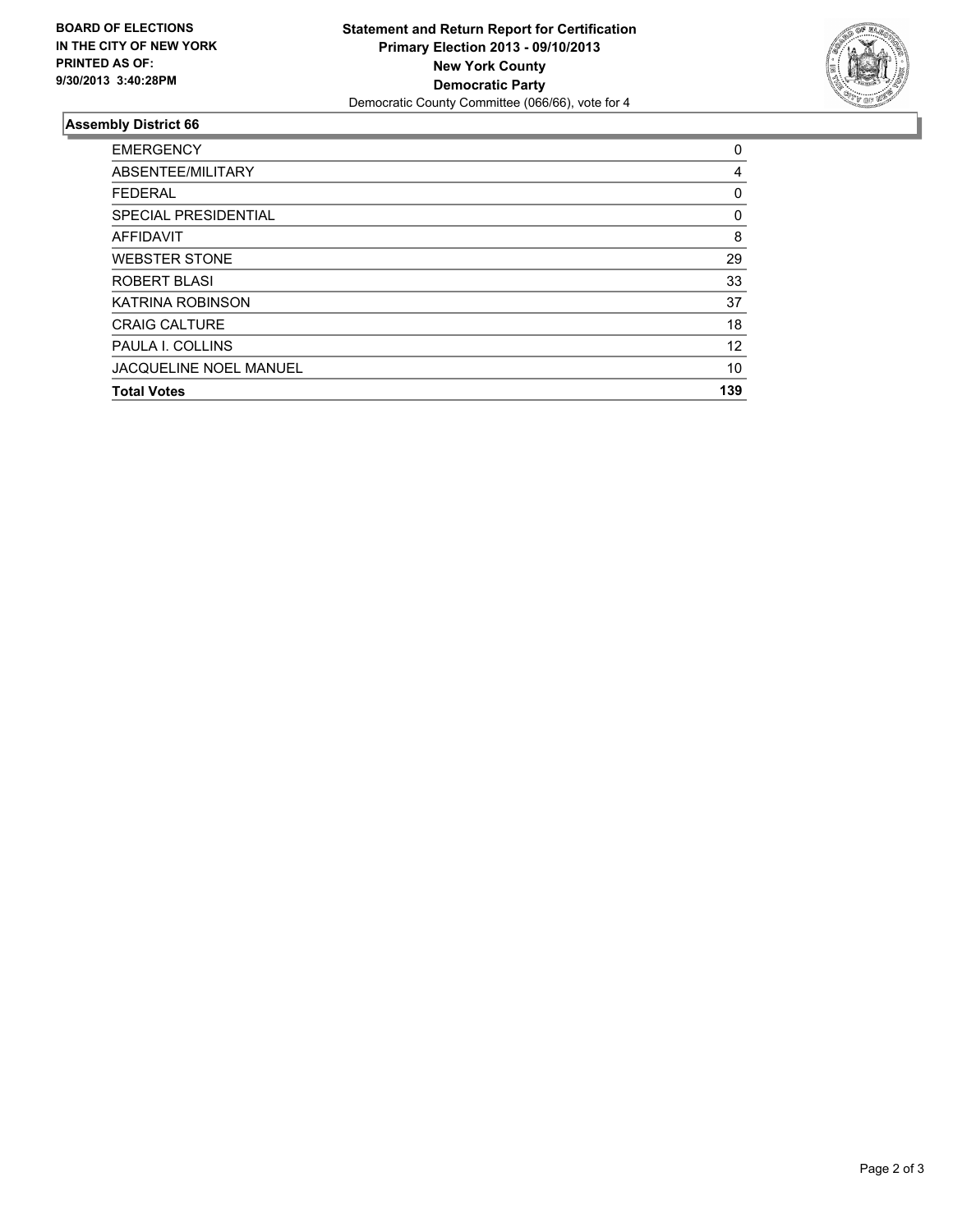**BOARD OF ELECTIONS IN THE CITY OF NEW YORK PRINTED AS OF: 9/30/2013 3:40:28PM**

**Statement and Return Report for Certification**
**Primary Election 2013 - 09/10/2013**
**New York County**
**Democratic Party**
Democratic County Committee (066/66), vote for 4

## Assembly District 66

| | |
|---|---|
| EMERGENCY | 0 |
| ABSENTEE/MILITARY | 4 |
| FEDERAL | 0 |
| SPECIAL PRESIDENTIAL | 0 |
| AFFIDAVIT | 8 |
| WEBSTER STONE | 29 |
| ROBERT BLASI | 33 |
| KATRINA ROBINSON | 37 |
| CRAIG CALTURE | 18 |
| PAULA I. COLLINS | 12 |
| JACQUELINE NOEL MANUEL | 10 |
| **Total Votes** | **139** |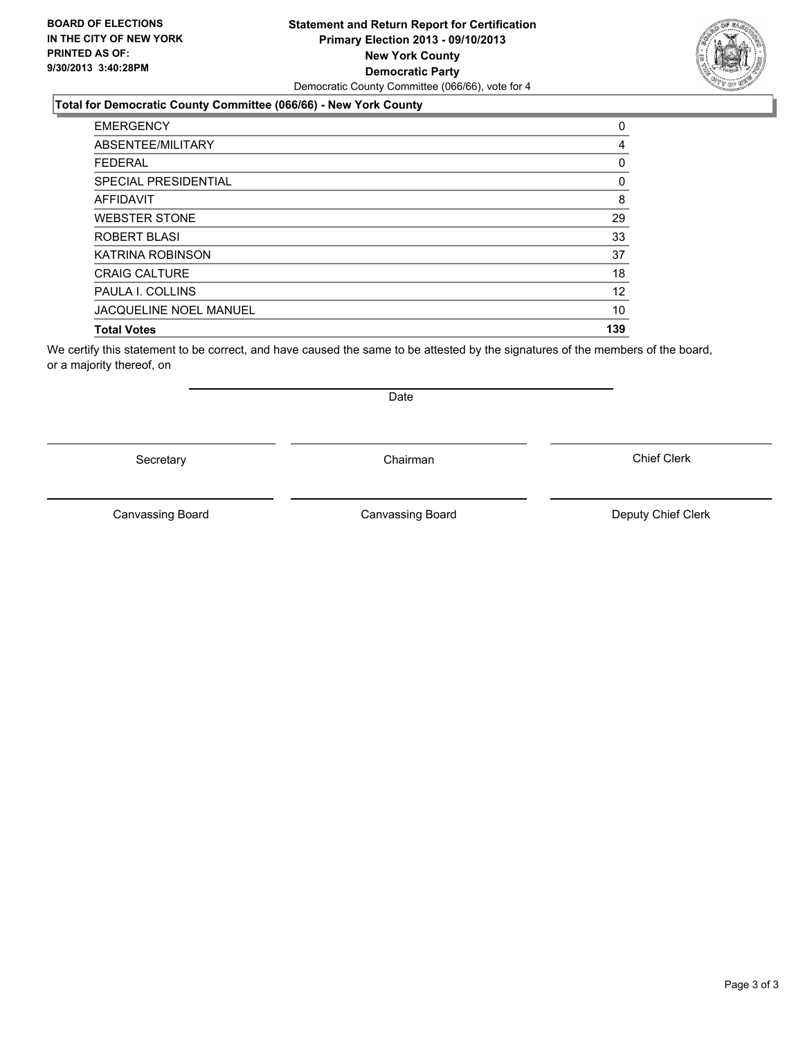**BOARD OF ELECTIONS IN THE CITY OF NEW YORK PRINTED AS OF: 9/30/2013 3:40:28PM**

**Statement and Return Report for Certification**
**Primary Election 2013 - 09/10/2013**
**New York County**
**Democratic Party**
Democratic County Committee (066/66), vote for 4

**Total for Democratic County Committee (066/66) - New York County**

| | |
|---|---|
| EMERGENCY | 0 |
| ABSENTEE/MILITARY | 4 |
| FEDERAL | 0 |
| SPECIAL PRESIDENTIAL | 0 |
| AFFIDAVIT | 8 |
| WEBSTER STONE | 29 |
| ROBERT BLASI | 33 |
| KATRINA ROBINSON | 37 |
| CRAIG CALTURE | 18 |
| PAULA I. COLLINS | 12 |
| JACQUELINE NOEL MANUEL | 10 |
| **Total Votes** | **139** |

We certify this statement to be correct, and have caused the same to be attested by the signatures of the members of the board, or a majority thereof, on

Date

Secretary | Chairman | Chief Clerk

Canvassing Board | Canvassing Board | Deputy Chief Clerk